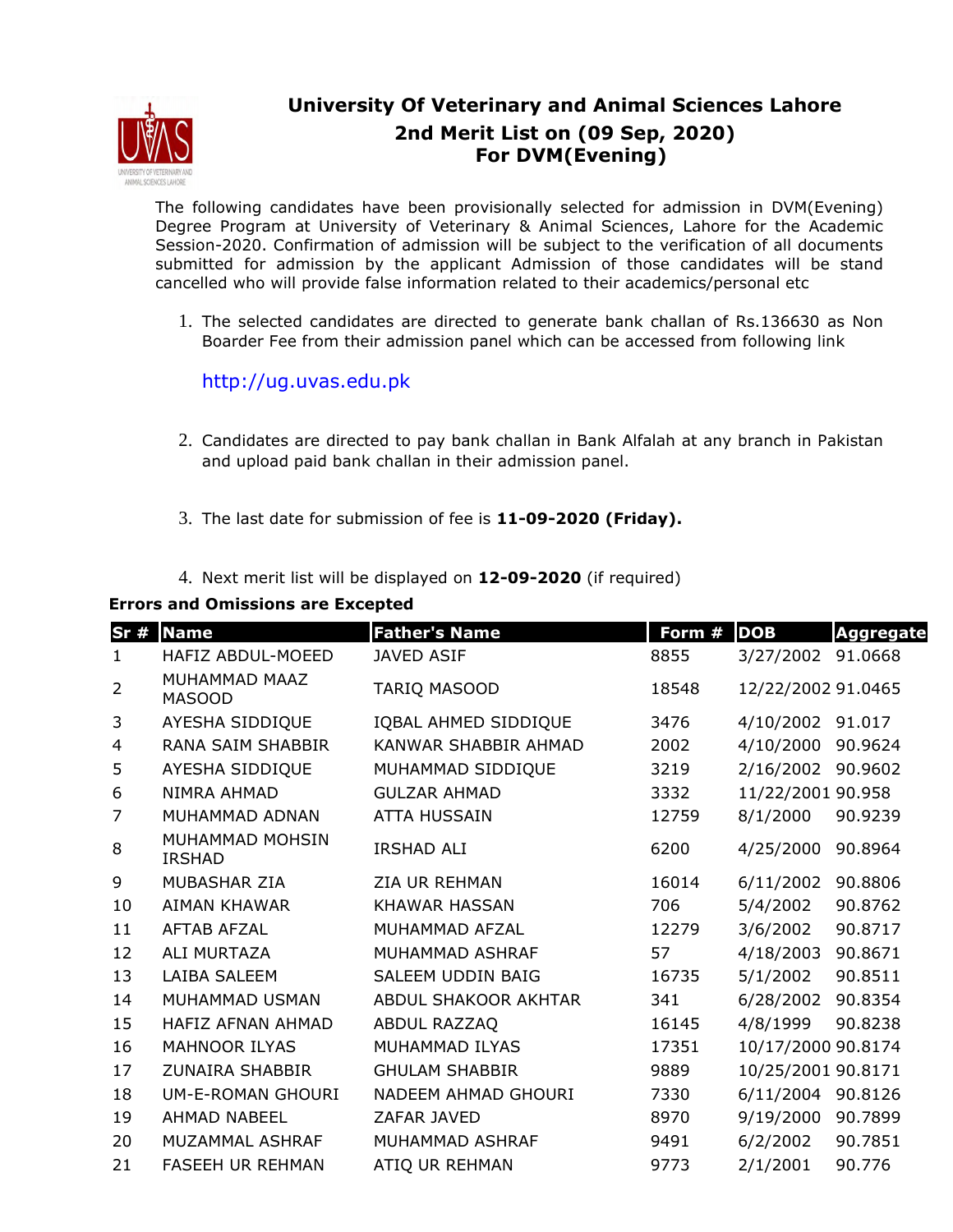# University Of Veterinary and Animal Sciences Lahore
## 2nd Merit List on (09 Sep, 2020)
## For DVM(Evening)

The following candidates have been provisionally selected for admission in DVM(Evening) Degree Program at University of Veterinary & Animal Sciences, Lahore for the Academic Session-2020. Confirmation of admission will be subject to the verification of all documents submitted for admission by the applicant Admission of those candidates will be stand cancelled who will provide false information related to their academics/personal etc

1. The selected candidates are directed to generate bank challan of Rs.136630 as Non Boarder Fee from their admission panel which can be accessed from following link

   http://ug.uvas.edu.pk

2. Candidates are directed to pay bank challan in Bank Alfalah at any branch in Pakistan and upload paid bank challan in their admission panel.

3. The last date for submission of fee is **11-09-2020 (Friday).**

4. Next merit list will be displayed on **12-09-2020** (if required)

**Errors and Omissions are Excepted**

| Sr # | Name | Father's Name | Form # | DOB | Aggregate |
|---|---|---|---|---|---|
| 1 | HAFIZ ABDUL-MOEED | JAVED ASIF | 8855 | 3/27/2002 | 91.0668 |
| 2 | MUHAMMAD MAAZ MASOOD | TARIQ MASOOD | 18548 | 12/22/2002 | 91.0465 |
| 3 | AYESHA SIDDIQUE | IQBAL AHMED SIDDIQUE | 3476 | 4/10/2002 | 91.017 |
| 4 | RANA SAIM SHABBIR | KANWAR SHABBIR AHMAD | 2002 | 4/10/2000 | 90.9624 |
| 5 | AYESHA SIDDIQUE | MUHAMMAD SIDDIQUE | 3219 | 2/16/2002 | 90.9602 |
| 6 | NIMRA AHMAD | GULZAR AHMAD | 3332 | 11/22/2001 | 90.958 |
| 7 | MUHAMMAD ADNAN | ATTA HUSSAIN | 12759 | 8/1/2000 | 90.9239 |
| 8 | MUHAMMAD MOHSIN IRSHAD | IRSHAD ALI | 6200 | 4/25/2000 | 90.8964 |
| 9 | MUBASHAR ZIA | ZIA UR REHMAN | 16014 | 6/11/2002 | 90.8806 |
| 10 | AIMAN KHAWAR | KHAWAR HASSAN | 706 | 5/4/2002 | 90.8762 |
| 11 | AFTAB AFZAL | MUHAMMAD AFZAL | 12279 | 3/6/2002 | 90.8717 |
| 12 | ALI MURTAZA | MUHAMMAD ASHRAF | 57 | 4/18/2003 | 90.8671 |
| 13 | LAIBA SALEEM | SALEEM UDDIN BAIG | 16735 | 5/1/2002 | 90.8511 |
| 14 | MUHAMMAD USMAN | ABDUL SHAKOOR AKHTAR | 341 | 6/28/2002 | 90.8354 |
| 15 | HAFIZ AFNAN AHMAD | ABDUL RAZZAQ | 16145 | 4/8/1999 | 90.8238 |
| 16 | MAHNOOR ILYAS | MUHAMMAD ILYAS | 17351 | 10/17/2000 | 90.8174 |
| 17 | ZUNAIRA SHABBIR | GHULAM SHABBIR | 9889 | 10/25/2001 | 90.8171 |
| 18 | UM-E-ROMAN GHOURI | NADEEM AHMAD GHOURI | 7330 | 6/11/2004 | 90.8126 |
| 19 | AHMAD NABEEL | ZAFAR JAVED | 8970 | 9/19/2000 | 90.7899 |
| 20 | MUZAMMAL ASHRAF | MUHAMMAD ASHRAF | 9491 | 6/2/2002 | 90.7851 |
| 21 | FASEEH UR REHMAN | ATIQ UR REHMAN | 9773 | 2/1/2001 | 90.776 |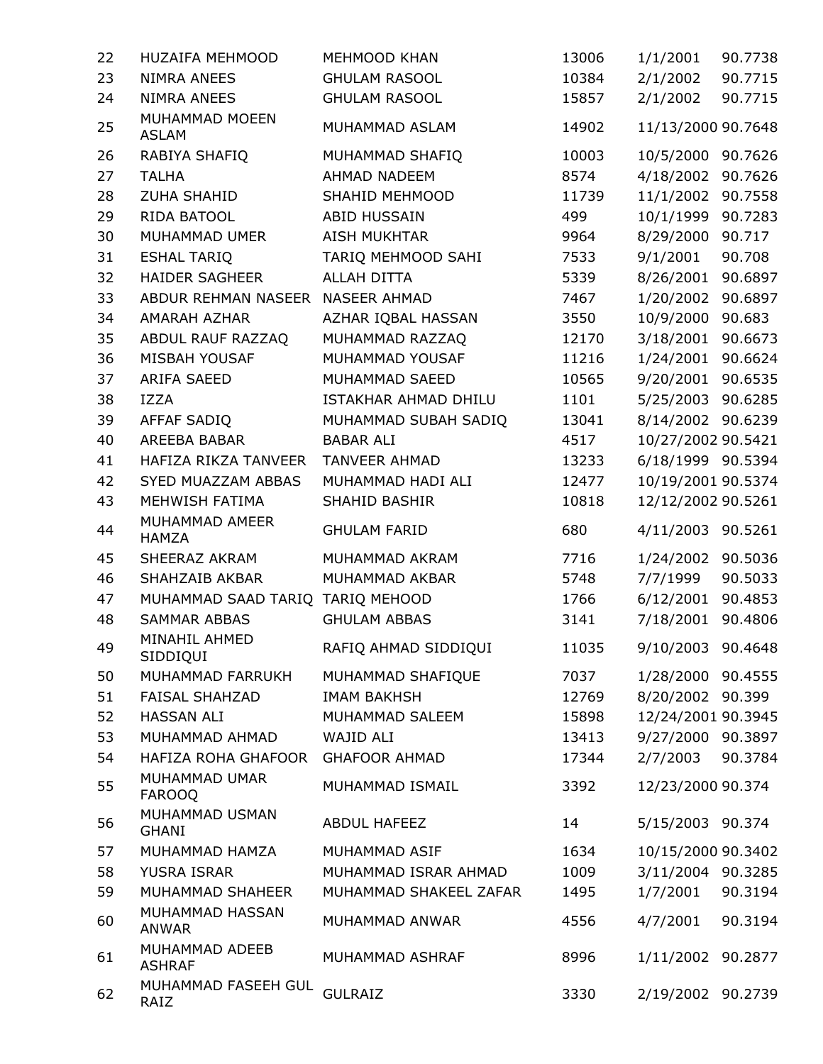| | | | | | |
|---|---|---|---|---|---|
| 22 | HUZAIFA MEHMOOD | MEHMOOD KHAN | 13006 | 1/1/2001 | 90.7738 |
| 23 | NIMRA ANEES | GHULAM RASOOL | 10384 | 2/1/2002 | 90.7715 |
| 24 | NIMRA ANEES | GHULAM RASOOL | 15857 | 2/1/2002 | 90.7715 |
| 25 | MUHAMMAD MOEEN ASLAM | MUHAMMAD ASLAM | 14902 | 11/13/2000 | 90.7648 |
| 26 | RABIYA SHAFIQ | MUHAMMAD SHAFIQ | 10003 | 10/5/2000 | 90.7626 |
| 27 | TALHA | AHMAD NADEEM | 8574 | 4/18/2002 | 90.7626 |
| 28 | ZUHA SHAHID | SHAHID MEHMOOD | 11739 | 11/1/2002 | 90.7558 |
| 29 | RIDA BATOOL | ABID HUSSAIN | 499 | 10/1/1999 | 90.7283 |
| 30 | MUHAMMAD UMER | AISH MUKHTAR | 9964 | 8/29/2000 | 90.717 |
| 31 | ESHAL TARIQ | TARIQ MEHMOOD SAHI | 7533 | 9/1/2001 | 90.708 |
| 32 | HAIDER SAGHEER | ALLAH DITTA | 5339 | 8/26/2001 | 90.6897 |
| 33 | ABDUR REHMAN NASEER | NASEER AHMAD | 7467 | 1/20/2002 | 90.6897 |
| 34 | AMARAH AZHAR | AZHAR IQBAL HASSAN | 3550 | 10/9/2000 | 90.683 |
| 35 | ABDUL RAUF RAZZAQ | MUHAMMAD RAZZAQ | 12170 | 3/18/2001 | 90.6673 |
| 36 | MISBAH YOUSAF | MUHAMMAD YOUSAF | 11216 | 1/24/2001 | 90.6624 |
| 37 | ARIFA SAEED | MUHAMMAD SAEED | 10565 | 9/20/2001 | 90.6535 |
| 38 | IZZA | ISTAKHAR AHMAD DHILU | 1101 | 5/25/2003 | 90.6285 |
| 39 | AFFAF SADIQ | MUHAMMAD SUBAH SADIQ | 13041 | 8/14/2002 | 90.6239 |
| 40 | AREEBA BABAR | BABAR ALI | 4517 | 10/27/2002 | 90.5421 |
| 41 | HAFIZA RIKZA TANVEER | TANVEER AHMAD | 13233 | 6/18/1999 | 90.5394 |
| 42 | SYED MUAZZAM ABBAS | MUHAMMAD HADI ALI | 12477 | 10/19/2001 | 90.5374 |
| 43 | MEHWISH FATIMA | SHAHID BASHIR | 10818 | 12/12/2002 | 90.5261 |
| 44 | MUHAMMAD AMEER HAMZA | GHULAM FARID | 680 | 4/11/2003 | 90.5261 |
| 45 | SHEERAZ AKRAM | MUHAMMAD AKRAM | 7716 | 1/24/2002 | 90.5036 |
| 46 | SHAHZAIB AKBAR | MUHAMMAD AKBAR | 5748 | 7/7/1999 | 90.5033 |
| 47 | MUHAMMAD SAAD TARIQ | TARIQ MEHOOD | 1766 | 6/12/2001 | 90.4853 |
| 48 | SAMMAR ABBAS | GHULAM ABBAS | 3141 | 7/18/2001 | 90.4806 |
| 49 | MINAHIL AHMED SIDDIQUI | RAFIQ AHMAD SIDDIQUI | 11035 | 9/10/2003 | 90.4648 |
| 50 | MUHAMMAD FARRUKH | MUHAMMAD SHAFIQUE | 7037 | 1/28/2000 | 90.4555 |
| 51 | FAISAL SHAHZAD | IMAM BAKHSH | 12769 | 8/20/2002 | 90.399 |
| 52 | HASSAN ALI | MUHAMMAD SALEEM | 15898 | 12/24/2001 | 90.3945 |
| 53 | MUHAMMAD AHMAD | WAJID ALI | 13413 | 9/27/2000 | 90.3897 |
| 54 | HAFIZA ROHA GHAFOOR | GHAFOOR AHMAD | 17344 | 2/7/2003 | 90.3784 |
| 55 | MUHAMMAD UMAR FAROOQ | MUHAMMAD ISMAIL | 3392 | 12/23/2000 | 90.374 |
| 56 | MUHAMMAD USMAN GHANI | ABDUL HAFEEZ | 14 | 5/15/2003 | 90.374 |
| 57 | MUHAMMAD HAMZA | MUHAMMAD ASIF | 1634 | 10/15/2000 | 90.3402 |
| 58 | YUSRA ISRAR | MUHAMMAD ISRAR AHMAD | 1009 | 3/11/2004 | 90.3285 |
| 59 | MUHAMMAD SHAHEER | MUHAMMAD SHAKEEL ZAFAR | 1495 | 1/7/2001 | 90.3194 |
| 60 | MUHAMMAD HASSAN ANWAR | MUHAMMAD ANWAR | 4556 | 4/7/2001 | 90.3194 |
| 61 | MUHAMMAD ADEEB ASHRAF | MUHAMMAD ASHRAF | 8996 | 1/11/2002 | 90.2877 |
| 62 | MUHAMMAD FASEEH GUL RAIZ | GULRAIZ | 3330 | 2/19/2002 | 90.2739 |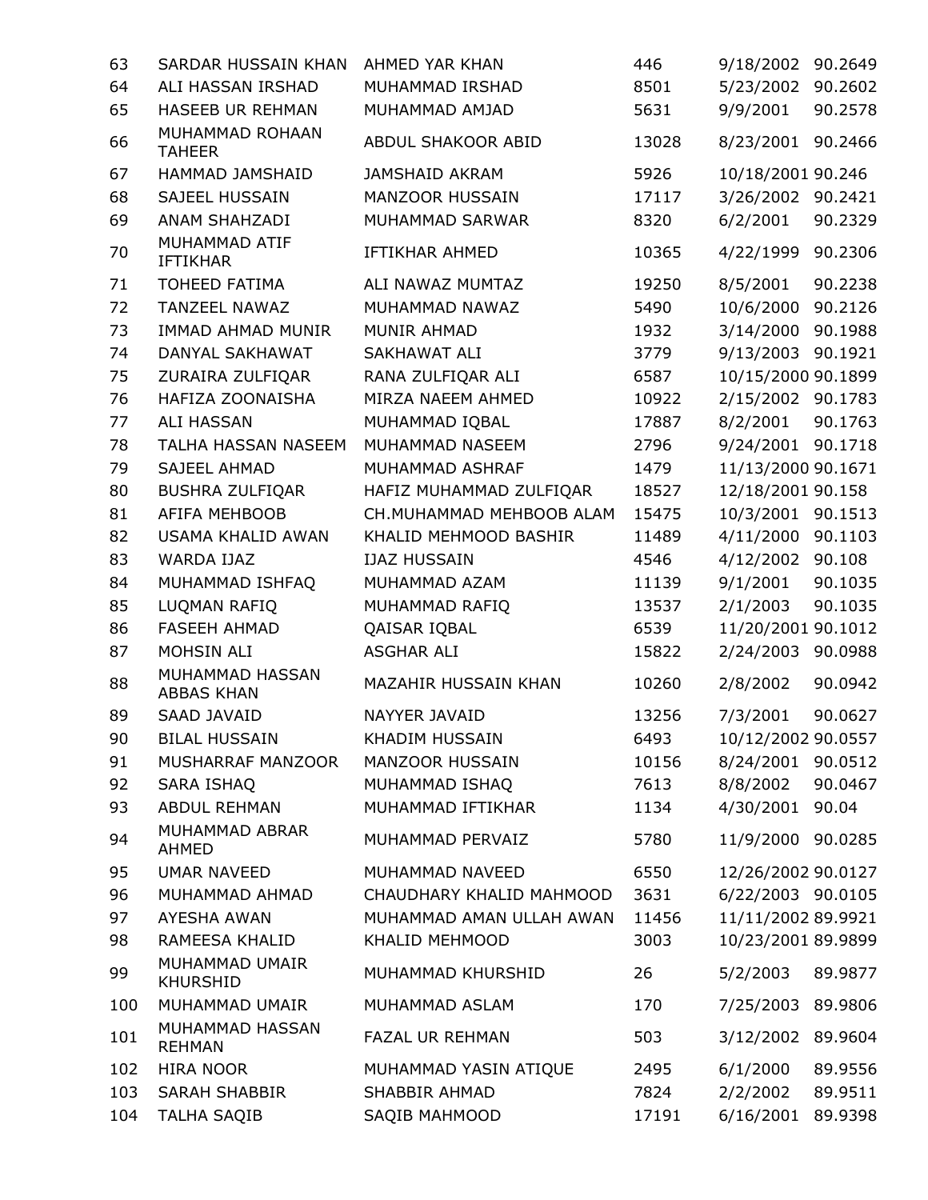| | | | | | |
|---|---|---|---|---|---|
| 63 | SARDAR HUSSAIN KHAN | AHMED YAR KHAN | 446 | 9/18/2002 | 90.2649 |
| 64 | ALI HASSAN IRSHAD | MUHAMMAD IRSHAD | 8501 | 5/23/2002 | 90.2602 |
| 65 | HASEEB UR REHMAN | MUHAMMAD AMJAD | 5631 | 9/9/2001 | 90.2578 |
| 66 | MUHAMMAD ROHAAN TAHEER | ABDUL SHAKOOR ABID | 13028 | 8/23/2001 | 90.2466 |
| 67 | HAMMAD JAMSHAID | JAMSHAID AKRAM | 5926 | 10/18/2001 | 90.246 |
| 68 | SAJEEL HUSSAIN | MANZOOR HUSSAIN | 17117 | 3/26/2002 | 90.2421 |
| 69 | ANAM SHAHZADI | MUHAMMAD SARWAR | 8320 | 6/2/2001 | 90.2329 |
| 70 | MUHAMMAD ATIF IFTIKHAR | IFTIKHAR AHMED | 10365 | 4/22/1999 | 90.2306 |
| 71 | TOHEED FATIMA | ALI NAWAZ MUMTAZ | 19250 | 8/5/2001 | 90.2238 |
| 72 | TANZEEL NAWAZ | MUHAMMAD NAWAZ | 5490 | 10/6/2000 | 90.2126 |
| 73 | IMMAD AHMAD MUNIR | MUNIR AHMAD | 1932 | 3/14/2000 | 90.1988 |
| 74 | DANYAL SAKHAWAT | SAKHAWAT ALI | 3779 | 9/13/2003 | 90.1921 |
| 75 | ZURAIRA ZULFIQAR | RANA ZULFIQAR ALI | 6587 | 10/15/2000 | 90.1899 |
| 76 | HAFIZA ZOONAISHA | MIRZA NAEEM AHMED | 10922 | 2/15/2002 | 90.1783 |
| 77 | ALI HASSAN | MUHAMMAD IQBAL | 17887 | 8/2/2001 | 90.1763 |
| 78 | TALHA HASSAN NASEEM | MUHAMMAD NASEEM | 2796 | 9/24/2001 | 90.1718 |
| 79 | SAJEEL AHMAD | MUHAMMAD ASHRAF | 1479 | 11/13/2000 | 90.1671 |
| 80 | BUSHRA ZULFIQAR | HAFIZ MUHAMMAD ZULFIQAR | 18527 | 12/18/2001 | 90.158 |
| 81 | AFIFA MEHBOOB | CH.MUHAMMAD MEHBOOB ALAM | 15475 | 10/3/2001 | 90.1513 |
| 82 | USAMA KHALID AWAN | KHALID MEHMOOD BASHIR | 11489 | 4/11/2000 | 90.1103 |
| 83 | WARDA IJAZ | IJAZ HUSSAIN | 4546 | 4/12/2002 | 90.108 |
| 84 | MUHAMMAD ISHFAQ | MUHAMMAD AZAM | 11139 | 9/1/2001 | 90.1035 |
| 85 | LUQMAN RAFIQ | MUHAMMAD RAFIQ | 13537 | 2/1/2003 | 90.1035 |
| 86 | FASEEH AHMAD | QAISAR IQBAL | 6539 | 11/20/2001 | 90.1012 |
| 87 | MOHSIN ALI | ASGHAR ALI | 15822 | 2/24/2003 | 90.0988 |
| 88 | MUHAMMAD HASSAN ABBAS KHAN | MAZAHIR HUSSAIN KHAN | 10260 | 2/8/2002 | 90.0942 |
| 89 | SAAD JAVAID | NAYYER JAVAID | 13256 | 7/3/2001 | 90.0627 |
| 90 | BILAL HUSSAIN | KHADIM HUSSAIN | 6493 | 10/12/2002 | 90.0557 |
| 91 | MUSHARRAF MANZOOR | MANZOOR HUSSAIN | 10156 | 8/24/2001 | 90.0512 |
| 92 | SARA ISHAQ | MUHAMMAD ISHAQ | 7613 | 8/8/2002 | 90.0467 |
| 93 | ABDUL REHMAN | MUHAMMAD IFTIKHAR | 1134 | 4/30/2001 | 90.04 |
| 94 | MUHAMMAD ABRAR AHMED | MUHAMMAD PERVAIZ | 5780 | 11/9/2000 | 90.0285 |
| 95 | UMAR NAVEED | MUHAMMAD NAVEED | 6550 | 12/26/2002 | 90.0127 |
| 96 | MUHAMMAD AHMAD | CHAUDHARY KHALID MAHMOOD | 3631 | 6/22/2003 | 90.0105 |
| 97 | AYESHA AWAN | MUHAMMAD AMAN ULLAH AWAN | 11456 | 11/11/2002 | 89.9921 |
| 98 | RAMEESA KHALID | KHALID MEHMOOD | 3003 | 10/23/2001 | 89.9899 |
| 99 | MUHAMMAD UMAIR KHURSHID | MUHAMMAD KHURSHID | 26 | 5/2/2003 | 89.9877 |
| 100 | MUHAMMAD UMAIR | MUHAMMAD ASLAM | 170 | 7/25/2003 | 89.9806 |
| 101 | MUHAMMAD HASSAN REHMAN | FAZAL UR REHMAN | 503 | 3/12/2002 | 89.9604 |
| 102 | HIRA NOOR | MUHAMMAD YASIN ATIQUE | 2495 | 6/1/2000 | 89.9556 |
| 103 | SARAH SHABBIR | SHABBIR AHMAD | 7824 | 2/2/2002 | 89.9511 |
| 104 | TALHA SAQIB | SAQIB MAHMOOD | 17191 | 6/16/2001 | 89.9398 |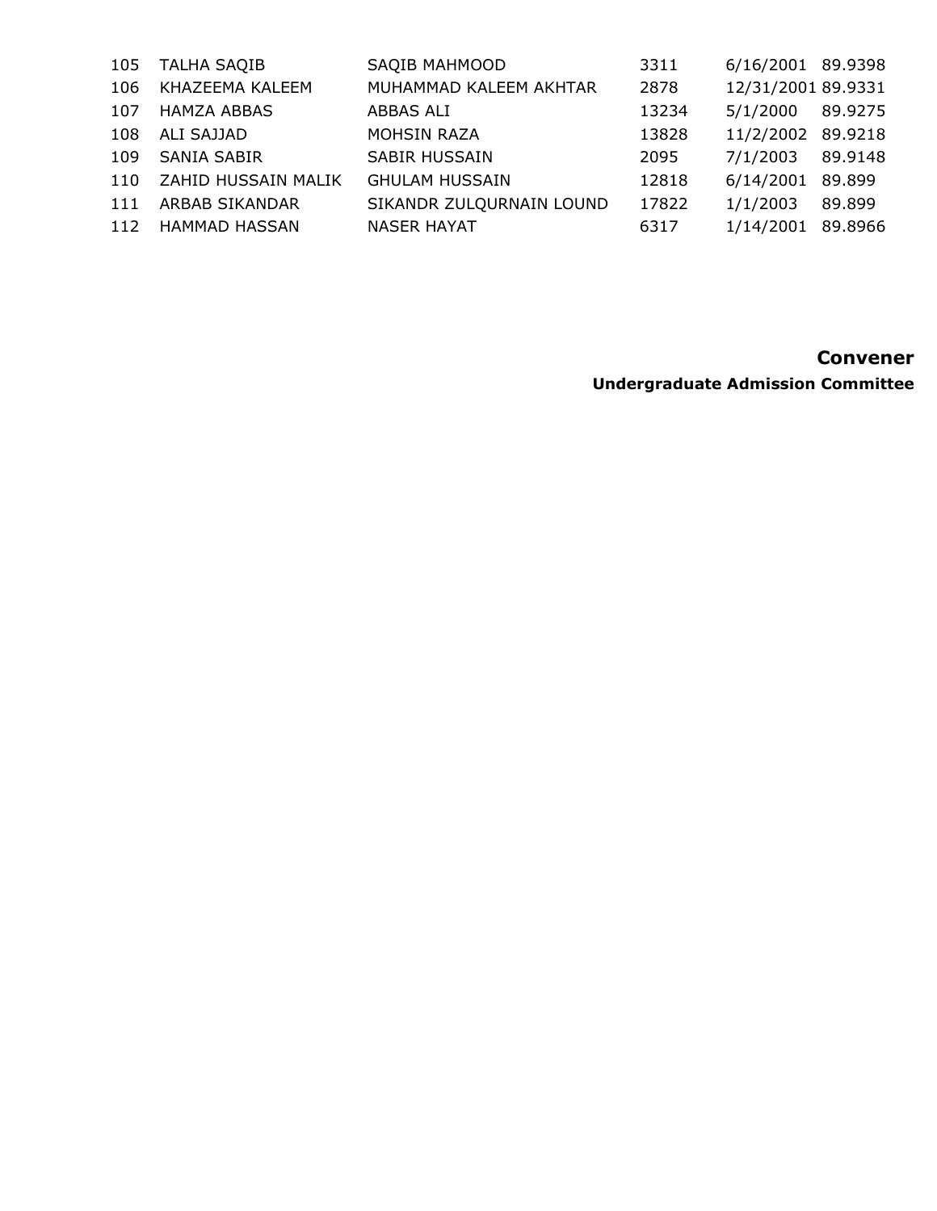| | | | | | |
|---|---|---|---|---|---|
| 105 | TALHA SAQIB | SAQIB MAHMOOD | 3311 | 6/16/2001 | 89.9398 |
| 106 | KHAZEEMA KALEEM | MUHAMMAD KALEEM AKHTAR | 2878 | 12/31/2001 | 89.9331 |
| 107 | HAMZA ABBAS | ABBAS ALI | 13234 | 5/1/2000 | 89.9275 |
| 108 | ALI SAJJAD | MOHSIN RAZA | 13828 | 11/2/2002 | 89.9218 |
| 109 | SANIA SABIR | SABIR HUSSAIN | 2095 | 7/1/2003 | 89.9148 |
| 110 | ZAHID HUSSAIN MALIK | GHULAM HUSSAIN | 12818 | 6/14/2001 | 89.899 |
| 111 | ARBAB SIKANDAR | SIKANDR ZULQURNAIN LOUND | 17822 | 1/1/2003 | 89.899 |
| 112 | HAMMAD HASSAN | NASER HAYAT | 6317 | 1/14/2001 | 89.8966 |

**Convener**

**Undergraduate Admission Committee**